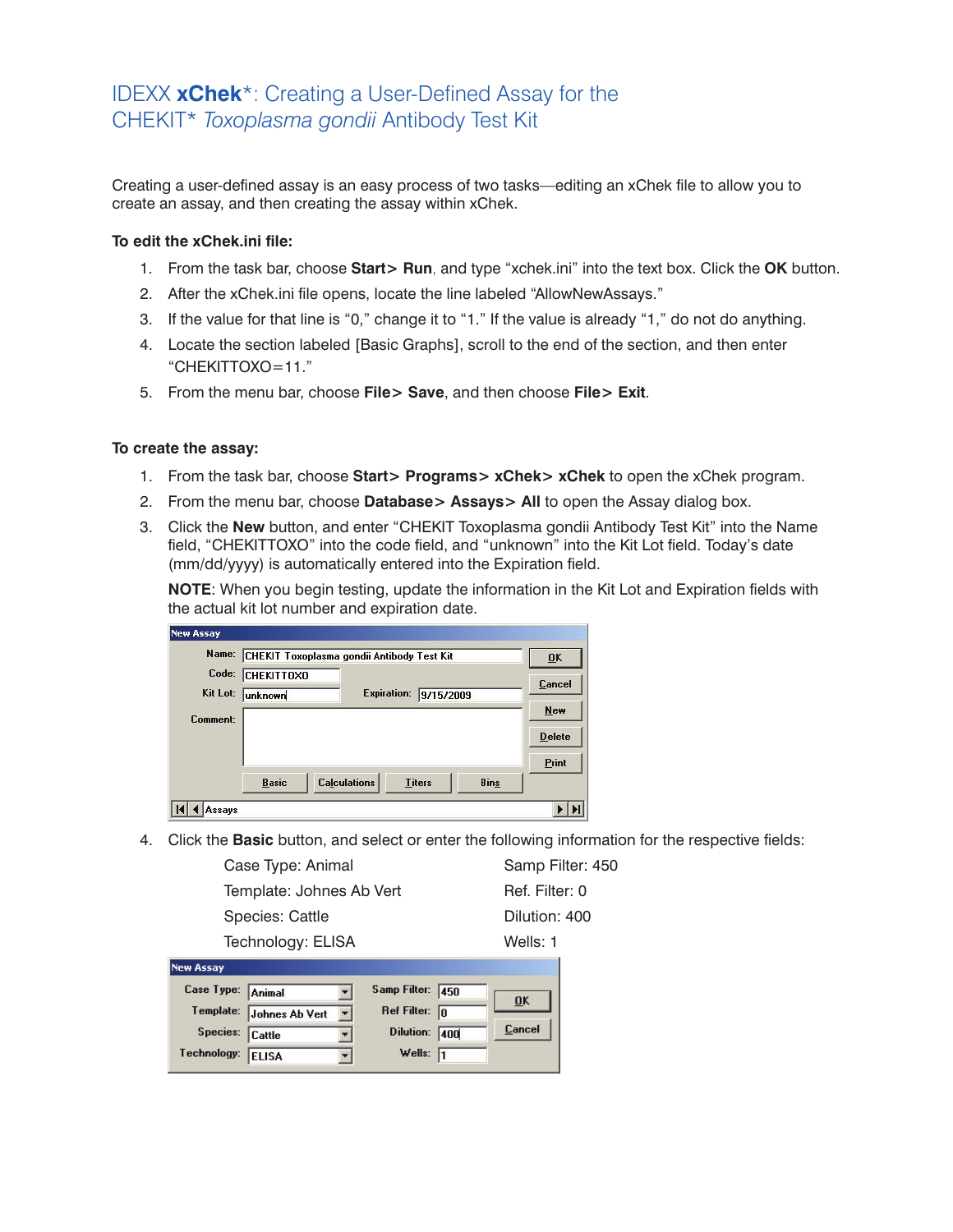# IDEXX **xChek***: Creating a User-Defined Assay for the CHEKIT* *Toxoplasma gondii* Antibody Test Kit

Creating a user-defined assay is an easy process of two tasks—editing an xChek file to allow you to create an assay, and then creating the assay within xChek.

**To edit the xChek.ini file:**

1. From the task bar, choose **Start> Run**, and type "xchek.ini" into the text box. Click the **OK** button.
2. After the xChek.ini file opens, locate the line labeled "AllowNewAssays."
3. If the value for that line is "0," change it to "1." If the value is already "1," do not do anything.
4. Locate the section labeled [Basic Graphs], scroll to the end of the section, and then enter "CHEKITTOXO=11."
5. From the menu bar, choose **File> Save**, and then choose **File> Exit**.

**To create the assay:**

1. From the task bar, choose **Start> Programs> xChek> xChek** to open the xChek program.
2. From the menu bar, choose **Database> Assays> All** to open the Assay dialog box.
3. Click the **New** button, and enter "CHEKIT Toxoplasma gondii Antibody Test Kit" into the Name field, "CHEKITTOXO" into the code field, and "unknown" into the Kit Lot field. Today's date (mm/dd/yyyy) is automatically entered into the Expiration field.

   **NOTE**: When you begin testing, update the information in the Kit Lot and Expiration fields with the actual kit lot number and expiration date.

   New Assay
   Name: CHEKIT Toxoplasma gondii Antibody Test Kit
   Code: CHEKITTOXO
   Kit Lot: unknown　Expiration: 9/15/2009
   Comment:
   OK | Cancel | New | Delete | Print
   Basic | Calculations | Titers | Bins
   Assays

4. Click the **Basic** button, and select or enter the following information for the respective fields:

   | | |
   |---|---|
   | Case Type: Animal | Samp Filter: 450 |
   | Template: Johnes Ab Vert | Ref. Filter: 0 |
   | Species: Cattle | Dilution: 400 |
   | Technology: ELISA | Wells: 1 |

   New Assay
   Case Type: Animal　Samp Filter: 450
   Template: Johnes Ab Vert　Ref Filter: 0
   Species: Cattle　Dilution: 400
   Technology: ELISA　Wells: 1
   OK | Cancel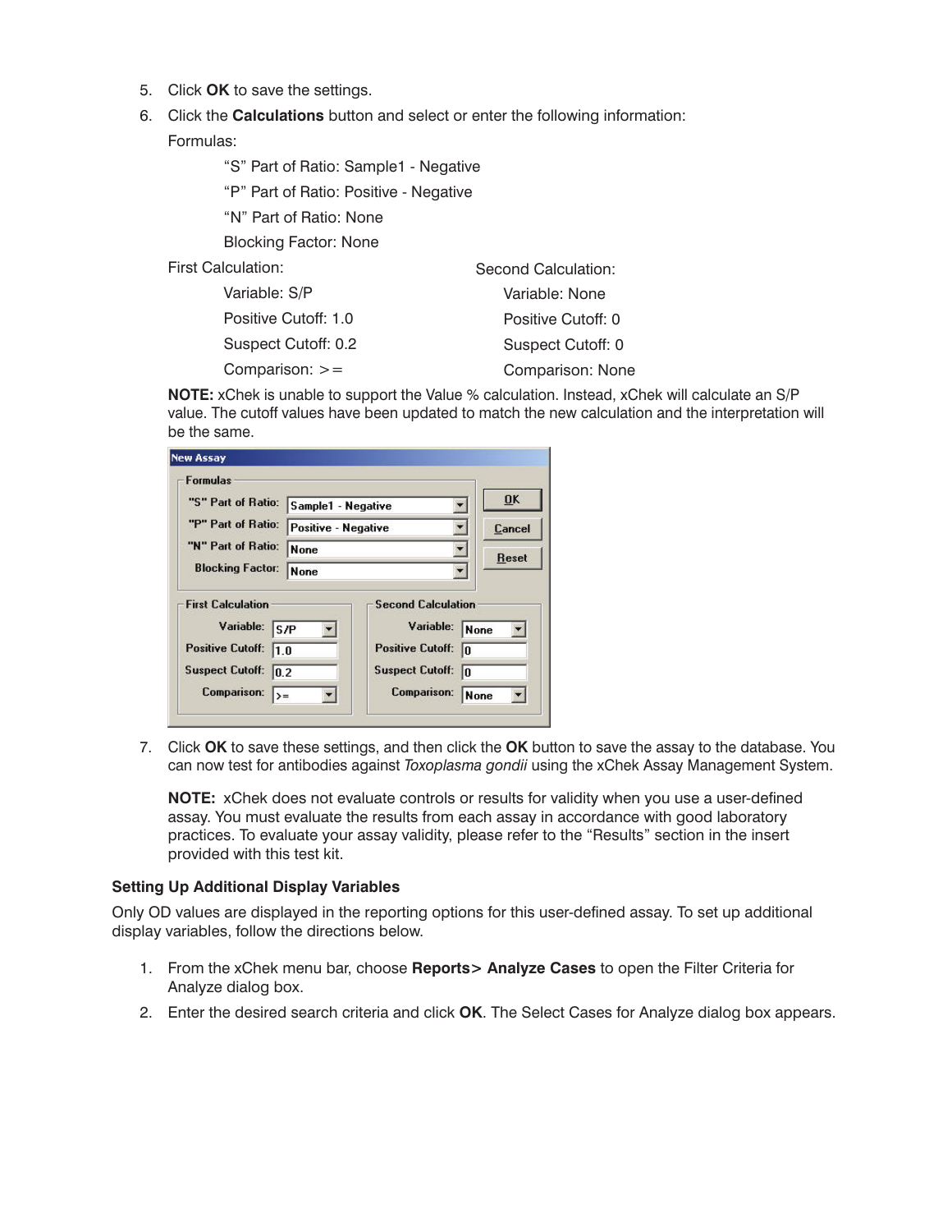5. Click **OK** to save the settings.
6. Click the **Calculations** button and select or enter the following information:

   Formulas:

   > “S” Part of Ratio: Sample1 - Negative
   >
   > “P” Part of Ratio: Positive - Negative
   >
   > “N” Part of Ratio: None
   >
   > Blocking Factor: None

   First Calculation:

   > Variable: S/P
   >
   > Positive Cutoff: 1.0
   >
   > Suspect Cutoff: 0.2
   >
   > Comparison: >=

   Second Calculation:

   > Variable: None
   >
   > Positive Cutoff: 0
   >
   > Suspect Cutoff: 0
   >
   > Comparison: None

   **NOTE:** xChek is unable to support the Value % calculation. Instead, xChek will calculate an S/P value. The cutoff values have been updated to match the new calculation and the interpretation will be the same.

   New Assay

   Formulas

   | Field | Value |
   |---|---|
   | "S" Part of Ratio: | Sample1 - Negative |
   | "P" Part of Ratio: | Positive - Negative |
   | "N" Part of Ratio: | None |
   | Blocking Factor: | None |

   | First Calculation | | Second Calculation | |
   |---|---|---|---|
   | Variable: | S/P | Variable: | None |
   | Positive Cutoff: | 1.0 | Positive Cutoff: | 0 |
   | Suspect Cutoff: | 0.2 | Suspect Cutoff: | 0 |
   | Comparison: | >= | Comparison: | None |

   OK | Cancel | Reset

7. Click **OK** to save these settings, and then click the **OK** button to save the assay to the database. You can now test for antibodies against *Toxoplasma gondii* using the xChek Assay Management System.

   **NOTE:** xChek does not evaluate controls or results for validity when you use a user-defined assay. You must evaluate the results from each assay in accordance with good laboratory practices. To evaluate your assay validity, please refer to the “Results” section in the insert provided with this test kit.

### Setting Up Additional Display Variables

Only OD values are displayed in the reporting options for this user-defined assay. To set up additional display variables, follow the directions below.

1. From the xChek menu bar, choose **Reports> Analyze Cases** to open the Filter Criteria for Analyze dialog box.
2. Enter the desired search criteria and click **OK**. The Select Cases for Analyze dialog box appears.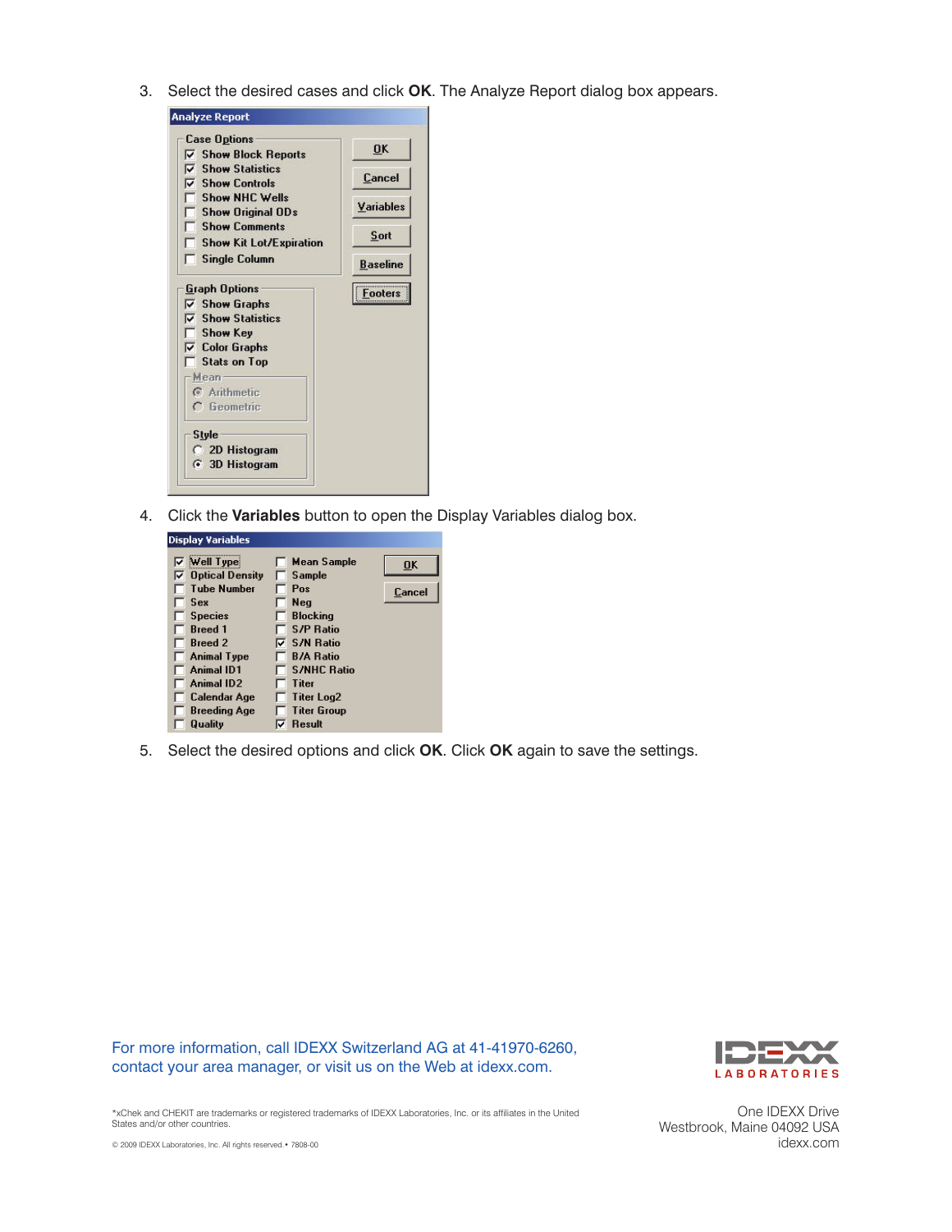3. Select the desired cases and click **OK**. The Analyze Report dialog box appears.

4. Click the **Variables** button to open the Display Variables dialog box.

5. Select the desired options and click **OK**. Click **OK** again to save the settings.

For more information, call IDEXX Switzerland AG at 41-41970-6260, contact your area manager, or visit us on the Web at idexx.com.

*xChek and CHEKIT are trademarks or registered trademarks of IDEXX Laboratories, Inc. or its affiliates in the United States and/or other countries.

© 2009 IDEXX Laboratories, Inc. All rights reserved. • 7808-00

One IDEXX Drive
Westbrook, Maine 04092 USA
idexx.com